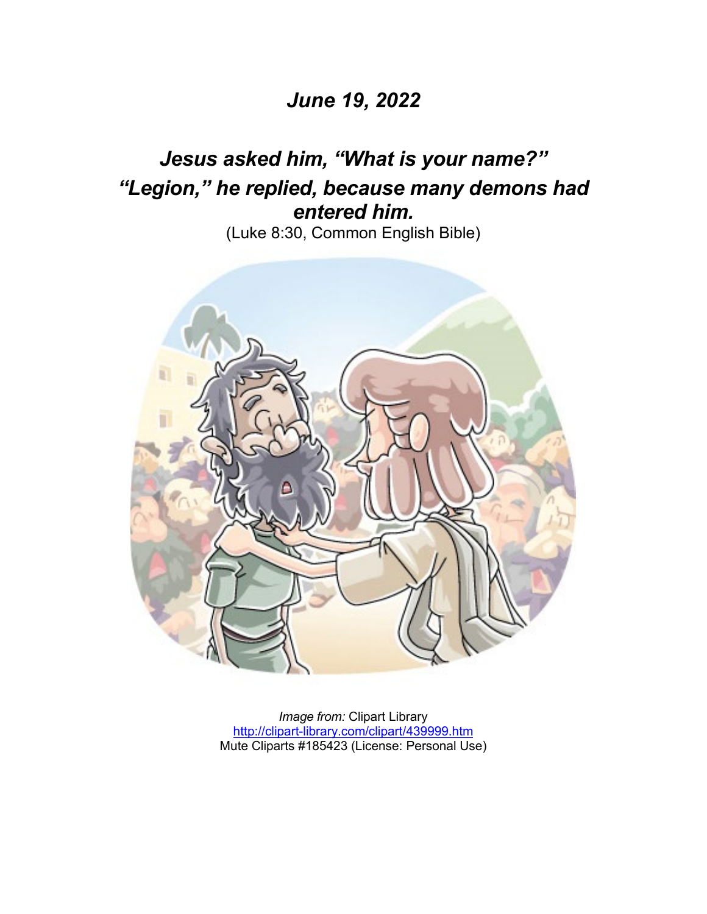## *June 19, 2022*

## *Jesus asked him, "What is your name?" "Legion," he replied, because many demons had entered him.*

(Luke 8:30, Common English Bible)

*Image from:* Clipart Library
http://clipart-library.com/clipart/439999.htm
Mute Cliparts #185423 (License: Personal Use)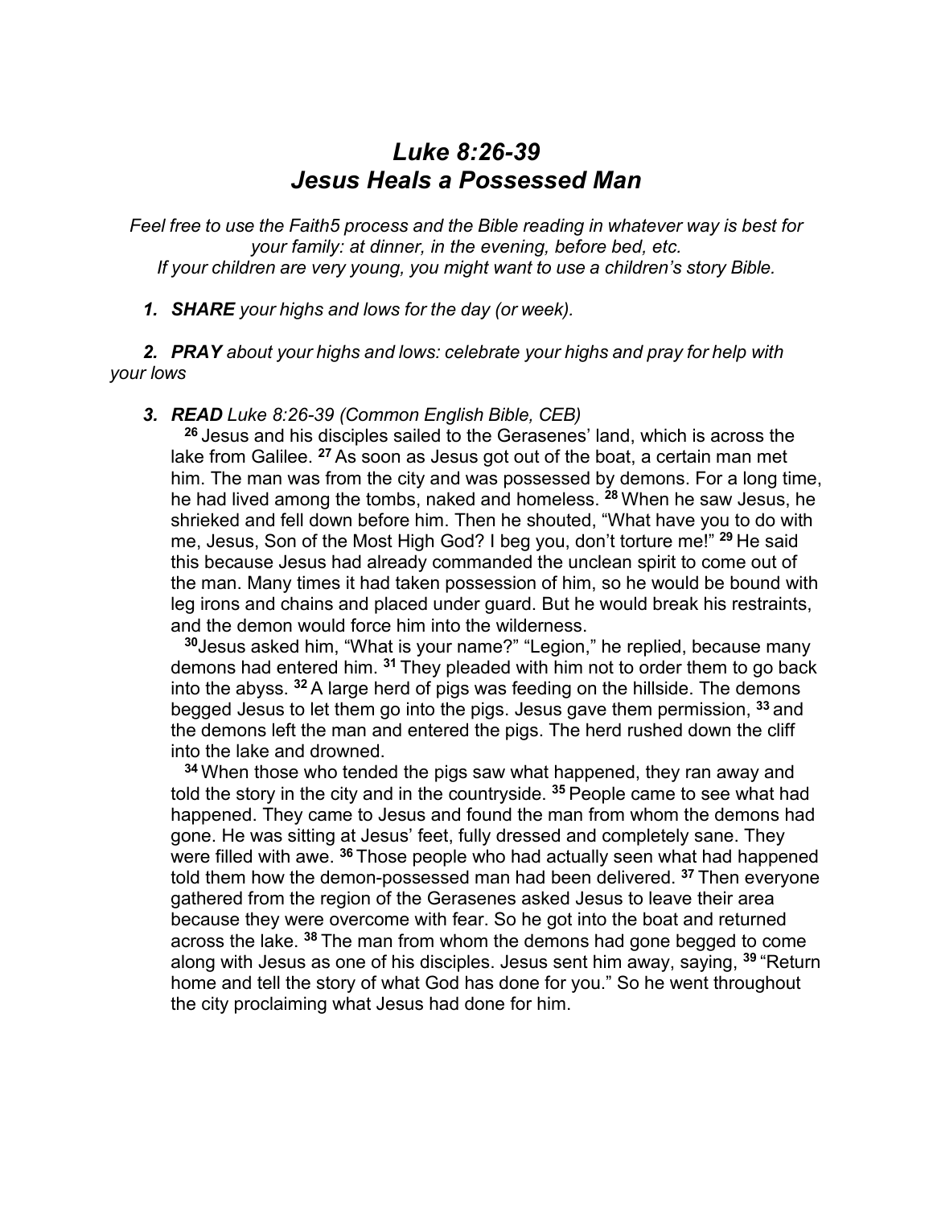# *Luke 8:26-39*
# *Jesus Heals a Possessed Man*

*Feel free to use the Faith5 process and the Bible reading in whatever way is best for your family: at dinner, in the evening, before bed, etc.*
*If your children are very young, you might want to use a children's story Bible.*

1. ***SHARE*** *your highs and lows for the day (or week).*

2. ***PRAY*** *about your highs and lows: celebrate your highs and pray for help with your lows*

3. ***READ*** *Luke 8:26-39 (Common English Bible, CEB)*

   **26** Jesus and his disciples sailed to the Gerasenes' land, which is across the lake from Galilee. **27** As soon as Jesus got out of the boat, a certain man met him. The man was from the city and was possessed by demons. For a long time, he had lived among the tombs, naked and homeless. **28** When he saw Jesus, he shrieked and fell down before him. Then he shouted, "What have you to do with me, Jesus, Son of the Most High God? I beg you, don't torture me!" **29** He said this because Jesus had already commanded the unclean spirit to come out of the man. Many times it had taken possession of him, so he would be bound with leg irons and chains and placed under guard. But he would break his restraints, and the demon would force him into the wilderness.

   **30** Jesus asked him, "What is your name?" "Legion," he replied, because many demons had entered him. **31** They pleaded with him not to order them to go back into the abyss. **32** A large herd of pigs was feeding on the hillside. The demons begged Jesus to let them go into the pigs. Jesus gave them permission, **33** and the demons left the man and entered the pigs. The herd rushed down the cliff into the lake and drowned.

   **34** When those who tended the pigs saw what happened, they ran away and told the story in the city and in the countryside. **35** People came to see what had happened. They came to Jesus and found the man from whom the demons had gone. He was sitting at Jesus' feet, fully dressed and completely sane. They were filled with awe. **36** Those people who had actually seen what had happened told them how the demon-possessed man had been delivered. **37** Then everyone gathered from the region of the Gerasenes asked Jesus to leave their area because they were overcome with fear. So he got into the boat and returned across the lake. **38** The man from whom the demons had gone begged to come along with Jesus as one of his disciples. Jesus sent him away, saying, **39** "Return home and tell the story of what God has done for you." So he went throughout the city proclaiming what Jesus had done for him.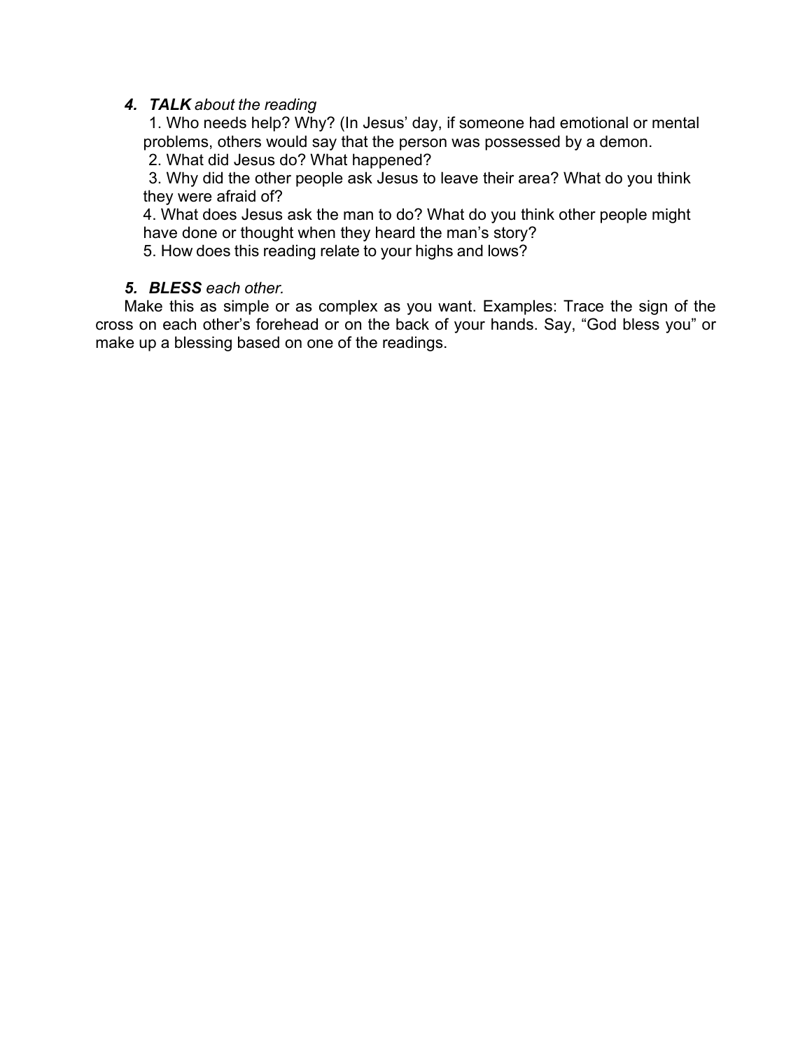4. ***TALK** about the reading*

   1. Who needs help? Why? (In Jesus' day, if someone had emotional or mental problems, others would say that the person was possessed by a demon.
   2. What did Jesus do? What happened?
   3. Why did the other people ask Jesus to leave their area? What do you think they were afraid of?
   4. What does Jesus ask the man to do? What do you think other people might have done or thought when they heard the man's story?
   5. How does this reading relate to your highs and lows?

5. ***BLESS** each other.*

Make this as simple or as complex as you want. Examples: Trace the sign of the cross on each other's forehead or on the back of your hands. Say, "God bless you" or make up a blessing based on one of the readings.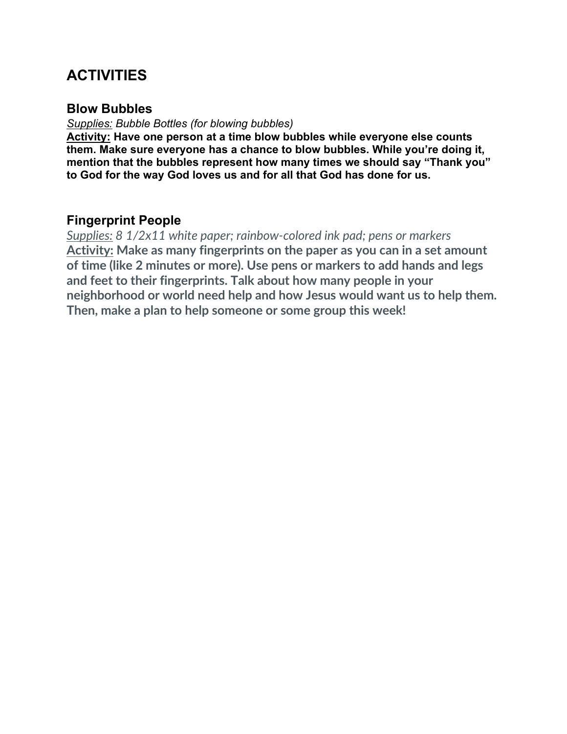## ACTIVITIES

### Blow Bubbles

*Supplies: Bubble Bottles (for blowing bubbles)*

**Activity: Have one person at a time blow bubbles while everyone else counts them. Make sure everyone has a chance to blow bubbles. While you're doing it, mention that the bubbles represent how many times we should say "Thank you" to God for the way God loves us and for all that God has done for us.**

### Fingerprint People

*Supplies: 8 1/2x11 white paper; rainbow-colored ink pad; pens or markers*

**Activity: Make as many fingerprints on the paper as you can in a set amount of time (like 2 minutes or more). Use pens or markers to add hands and legs and feet to their fingerprints. Talk about how many people in your neighborhood or world need help and how Jesus would want us to help them. Then, make a plan to help someone or some group this week!**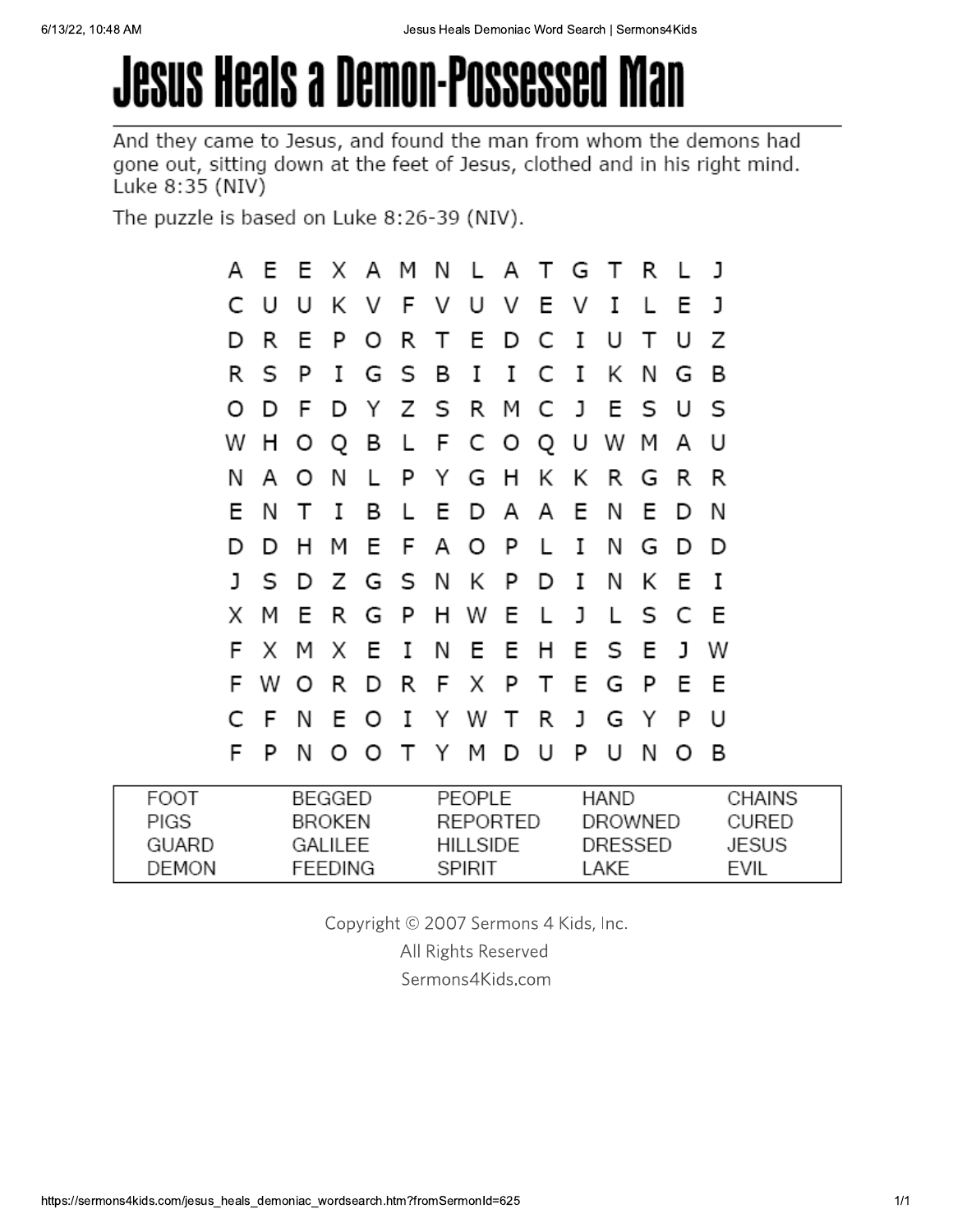# Jesus Heals a Demon-Possessed Man

And they came to Jesus, and found the man from whom the demons had gone out, sitting down at the feet of Jesus, clothed and in his right mind. Luke 8:35 (NIV)

The puzzle is based on Luke 8:26-39 (NIV).

```
A E E X A M N L A T G T R L J
C U U K V F V U V E V I L E J
D R E P O R T E D C I U T U Z
R S P I G S B I I C I K N G B
O D F D Y Z S R M C J E S U S
W H O Q B L F C O Q U W M A U
N A O N L P Y G H K K R G R R
E N T I B L E D A A E N E D N
D D H M E F A O P L I N G D D
J S D Z G S N K P D I N K E I
X M E R G P H W E L J L S C E
F X M X E I N E E H E S E J W
F W O R D R F X P T E G P E E
C F N E O I Y W T R J G Y P U
F P N O O T Y M D U P U N O B
```

| | | | | |
|---|---|---|---|---|
| FOOT | BEGGED | PEOPLE | HAND | CHAINS |
| PIGS | BROKEN | REPORTED | DROWNED | CURED |
| GUARD | GALILEE | HILLSIDE | DRESSED | JESUS |
| DEMON | FEEDING | SPIRIT | LAKE | EVIL |

Copyright © 2007 Sermons 4 Kids, Inc.
All Rights Reserved
Sermons4Kids.com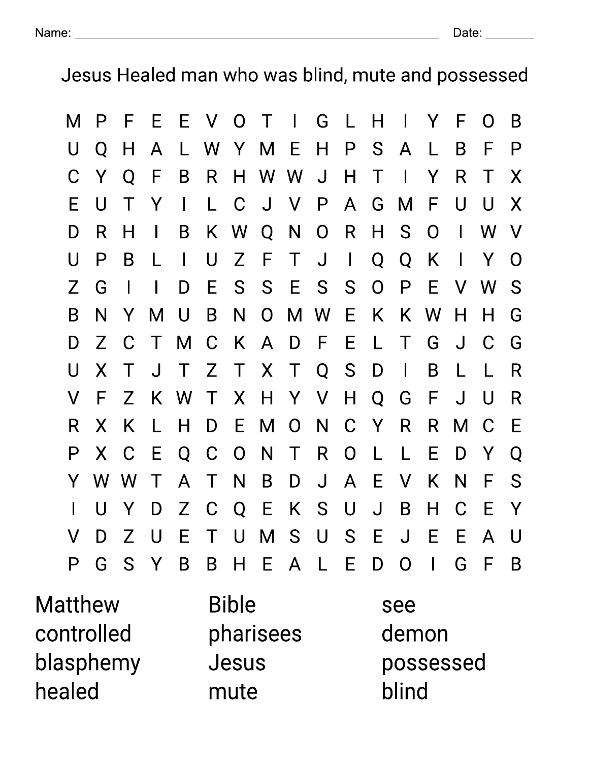Name: ______________________________ Date: ________

# Jesus Healed man who was blind, mute and possessed

| | | | | | | | | | | | | | | | | |
|---|---|---|---|---|---|---|---|---|---|---|---|---|---|---|---|---|
| M | P | F | E | E | V | O | T | I | G | L | H | I | Y | F | O | B |
| U | Q | H | A | L | W | Y | M | E | H | P | S | A | L | B | F | P |
| C | Y | Q | F | B | R | H | W | W | J | H | T | I | Y | R | T | X |
| E | U | T | Y | I | L | C | J | V | P | A | G | M | F | U | U | X |
| D | R | H | I | B | K | W | Q | N | O | R | H | S | O | I | W | V |
| U | P | B | L | I | U | Z | F | T | J | I | Q | Q | K | I | Y | O |
| Z | G | I | I | D | E | S | S | E | S | S | O | P | E | V | W | S |
| B | N | Y | M | U | B | N | O | M | W | E | K | K | W | H | H | G |
| D | Z | C | T | M | C | K | A | D | F | E | L | T | G | J | C | G |
| U | X | T | J | T | Z | T | X | T | Q | S | D | I | B | L | L | R |
| V | F | Z | K | W | T | X | H | Y | V | H | Q | G | F | J | U | R |
| R | X | K | L | H | D | E | M | O | N | C | Y | R | R | M | C | E |
| P | X | C | E | Q | C | O | N | T | R | O | L | L | E | D | Y | Q |
| Y | W | W | T | A | T | N | B | D | J | A | E | V | K | N | F | S |
| I | U | Y | D | Z | C | Q | E | K | S | U | J | B | H | C | E | Y |
| V | D | Z | U | E | T | U | M | S | U | S | E | J | E | E | A | U |
| P | G | S | Y | B | B | H | E | A | L | E | D | O | I | G | F | B |

Matthew
controlled
blasphemy
healed
Bible
pharisees
Jesus
mute
see
demon
possessed
blind